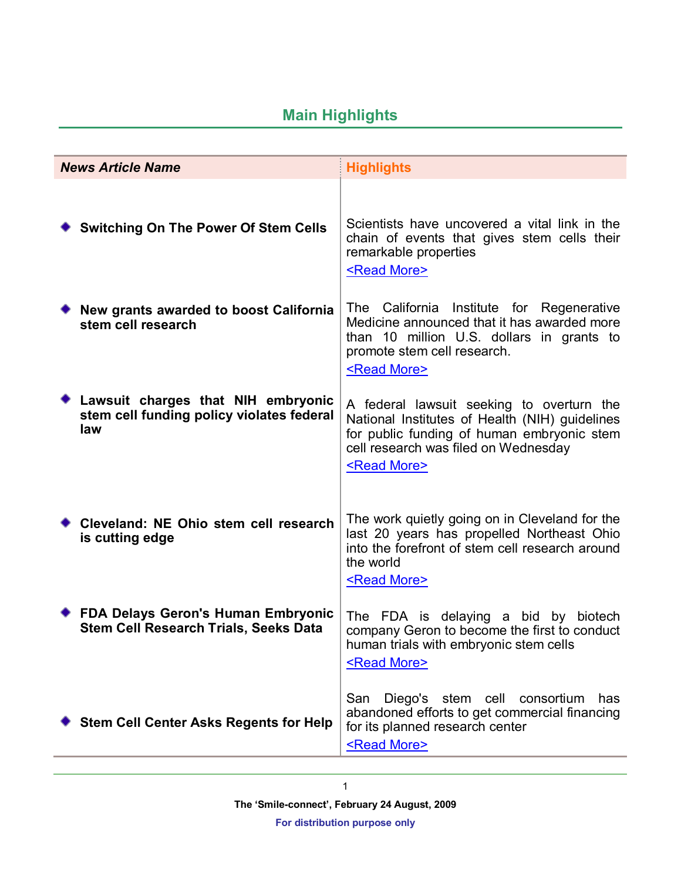## Main Highlights

| ***News Article Name*** | **Highlights** |
|---|---|
| **Switching On The Power Of Stem Cells** | Scientists have uncovered a vital link in the chain of events that gives stem cells their remarkable properties <Read More> |
| **New grants awarded to boost California stem cell research** | The California Institute for Regenerative Medicine announced that it has awarded more than 10 million U.S. dollars in grants to promote stem cell research. <Read More> |
| **Lawsuit charges that NIH embryonic stem cell funding policy violates federal law** | A federal lawsuit seeking to overturn the National Institutes of Health (NIH) guidelines for public funding of human embryonic stem cell research was filed on Wednesday <Read More> |
| **Cleveland: NE Ohio stem cell research is cutting edge** | The work quietly going on in Cleveland for the last 20 years has propelled Northeast Ohio into the forefront of stem cell research around the world <Read More> |
| **FDA Delays Geron's Human Embryonic Stem Cell Research Trials, Seeks Data** | The FDA is delaying a bid by biotech company Geron to become the first to conduct human trials with embryonic stem cells <Read More> |
| **Stem Cell Center Asks Regents for Help** | San Diego's stem cell consortium has abandoned efforts to get commercial financing for its planned research center <Read More> |

**The 'Smile-connect', February 24 August, 2009**

**For distribution purpose only**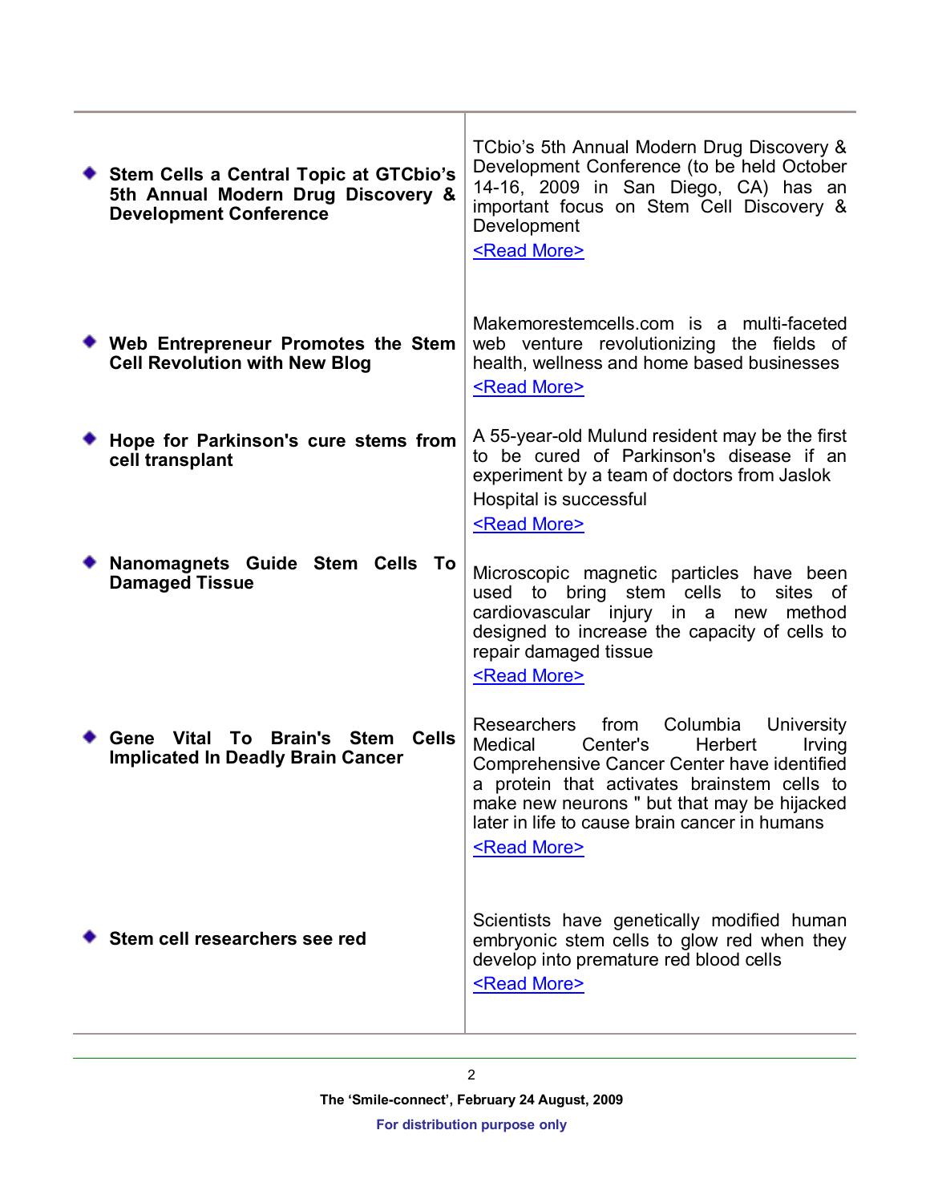| | |
|---|---|
| **Stem Cells a Central Topic at GTCbio's 5th Annual Modern Drug Discovery & Development Conference** | TCbio's 5th Annual Modern Drug Discovery & Development Conference (to be held October 14-16, 2009 in San Diego, CA) has an important focus on Stem Cell Discovery & Development <Read More> |
| **Web Entrepreneur Promotes the Stem Cell Revolution with New Blog** | Makemorestemcells.com is a multi-faceted web venture revolutionizing the fields of health, wellness and home based businesses <Read More> |
| **Hope for Parkinson's cure stems from cell transplant** | A 55-year-old Mulund resident may be the first to be cured of Parkinson's disease if an experiment by a team of doctors from Jaslok Hospital is successful <Read More> |
| **Nanomagnets Guide Stem Cells To Damaged Tissue** | Microscopic magnetic particles have been used to bring stem cells to sites of cardiovascular injury in a new method designed to increase the capacity of cells to repair damaged tissue <Read More> |
| **Gene Vital To Brain's Stem Cells Implicated In Deadly Brain Cancer** | Researchers from Columbia University Medical Center's Herbert Irving Comprehensive Cancer Center have identified a protein that activates brainstem cells to make new neurons " but that may be hijacked later in life to cause brain cancer in humans <Read More> |
| **Stem cell researchers see red** | Scientists have genetically modified human embryonic stem cells to glow red when they develop into premature red blood cells <Read More> |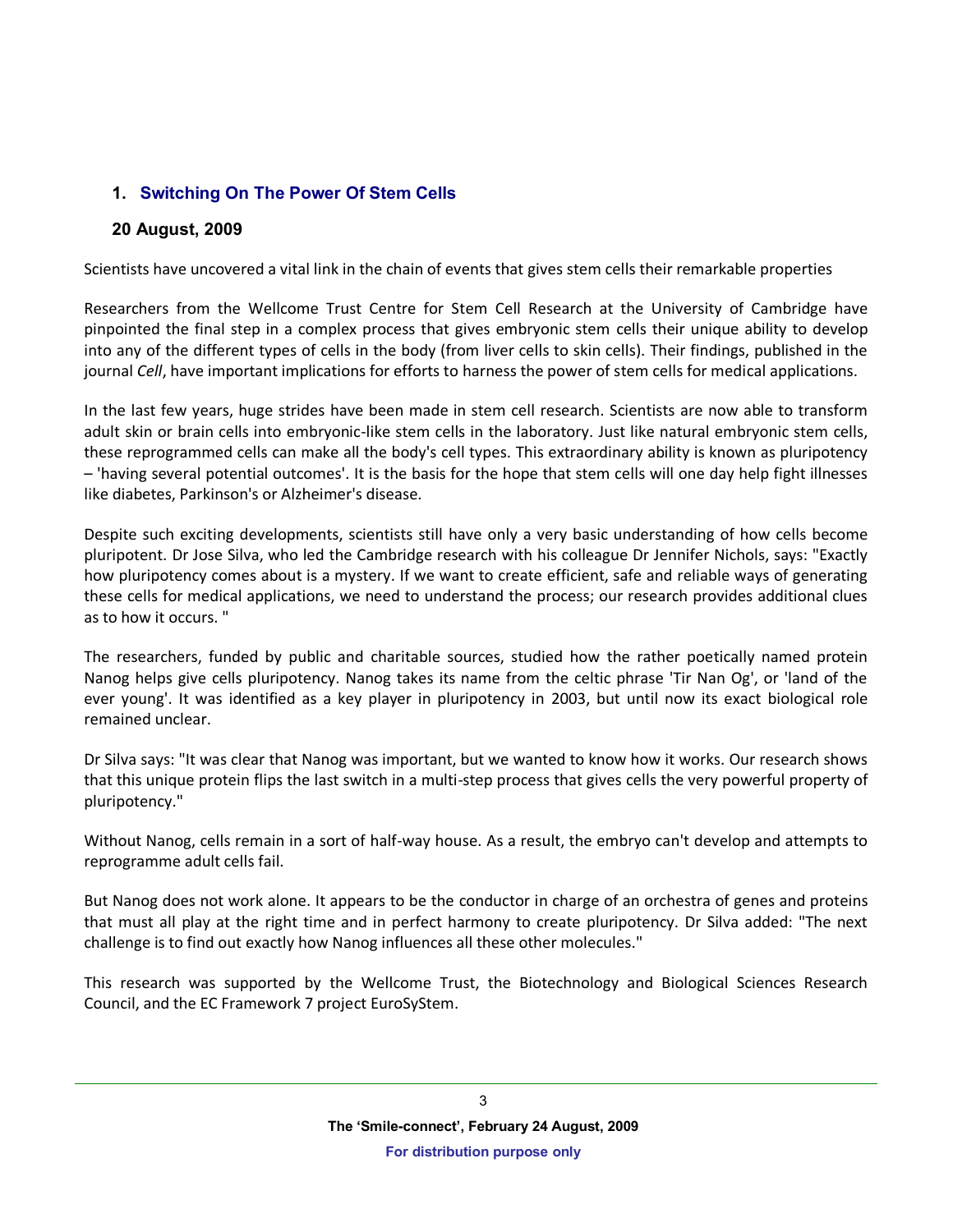## 1. Switching On The Power Of Stem Cells

### 20 August, 2009

Scientists have uncovered a vital link in the chain of events that gives stem cells their remarkable properties

Researchers from the Wellcome Trust Centre for Stem Cell Research at the University of Cambridge have pinpointed the final step in a complex process that gives embryonic stem cells their unique ability to develop into any of the different types of cells in the body (from liver cells to skin cells). Their findings, published in the journal *Cell*, have important implications for efforts to harness the power of stem cells for medical applications.

In the last few years, huge strides have been made in stem cell research. Scientists are now able to transform adult skin or brain cells into embryonic-like stem cells in the laboratory. Just like natural embryonic stem cells, these reprogrammed cells can make all the body's cell types. This extraordinary ability is known as pluripotency – 'having several potential outcomes'. It is the basis for the hope that stem cells will one day help fight illnesses like diabetes, Parkinson's or Alzheimer's disease.

Despite such exciting developments, scientists still have only a very basic understanding of how cells become pluripotent. Dr Jose Silva, who led the Cambridge research with his colleague Dr Jennifer Nichols, says: "Exactly how pluripotency comes about is a mystery. If we want to create efficient, safe and reliable ways of generating these cells for medical applications, we need to understand the process; our research provides additional clues as to how it occurs. "

The researchers, funded by public and charitable sources, studied how the rather poetically named protein Nanog helps give cells pluripotency. Nanog takes its name from the celtic phrase 'Tir Nan Og', or 'land of the ever young'. It was identified as a key player in pluripotency in 2003, but until now its exact biological role remained unclear.

Dr Silva says: "It was clear that Nanog was important, but we wanted to know how it works. Our research shows that this unique protein flips the last switch in a multi-step process that gives cells the very powerful property of pluripotency."

Without Nanog, cells remain in a sort of half-way house. As a result, the embryo can't develop and attempts to reprogramme adult cells fail.

But Nanog does not work alone. It appears to be the conductor in charge of an orchestra of genes and proteins that must all play at the right time and in perfect harmony to create pluripotency. Dr Silva added: "The next challenge is to find out exactly how Nanog influences all these other molecules."

This research was supported by the Wellcome Trust, the Biotechnology and Biological Sciences Research Council, and the EC Framework 7 project EuroSyStem.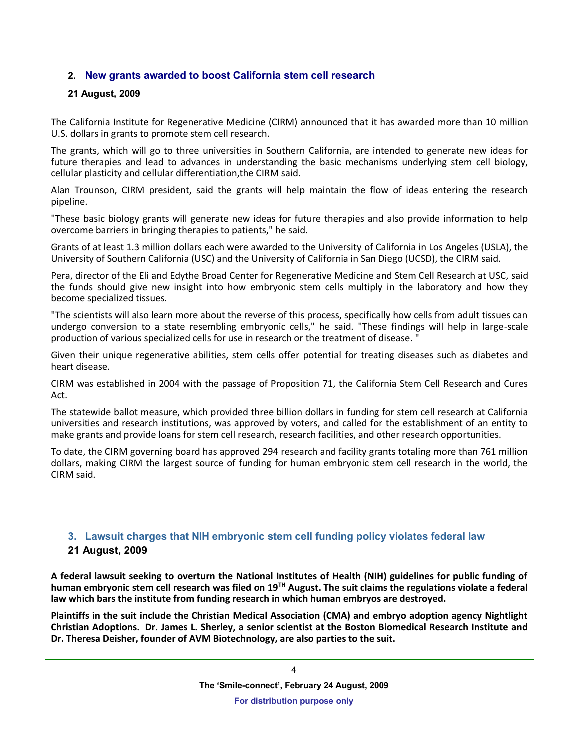## 2. New grants awarded to boost California stem cell research

**21 August, 2009**

The California Institute for Regenerative Medicine (CIRM) announced that it has awarded more than 10 million U.S. dollars in grants to promote stem cell research.

The grants, which will go to three universities in Southern California, are intended to generate new ideas for future therapies and lead to advances in understanding the basic mechanisms underlying stem cell biology, cellular plasticity and cellular differentiation,the CIRM said.

Alan Trounson, CIRM president, said the grants will help maintain the flow of ideas entering the research pipeline.

"These basic biology grants will generate new ideas for future therapies and also provide information to help overcome barriers in bringing therapies to patients," he said.

Grants of at least 1.3 million dollars each were awarded to the University of California in Los Angeles (USLA), the University of Southern California (USC) and the University of California in San Diego (UCSD), the CIRM said.

Pera, director of the Eli and Edythe Broad Center for Regenerative Medicine and Stem Cell Research at USC, said the funds should give new insight into how embryonic stem cells multiply in the laboratory and how they become specialized tissues.

"The scientists will also learn more about the reverse of this process, specifically how cells from adult tissues can undergo conversion to a state resembling embryonic cells," he said. "These findings will help in large-scale production of various specialized cells for use in research or the treatment of disease. "

Given their unique regenerative abilities, stem cells offer potential for treating diseases such as diabetes and heart disease.

CIRM was established in 2004 with the passage of Proposition 71, the California Stem Cell Research and Cures Act.

The statewide ballot measure, which provided three billion dollars in funding for stem cell research at California universities and research institutions, was approved by voters, and called for the establishment of an entity to make grants and provide loans for stem cell research, research facilities, and other research opportunities.

To date, the CIRM governing board has approved 294 research and facility grants totaling more than 761 million dollars, making CIRM the largest source of funding for human embryonic stem cell research in the world, the CIRM said.

## 3. Lawsuit charges that NIH embryonic stem cell funding policy violates federal law

**21 August, 2009**

**A federal lawsuit seeking to overturn the National Institutes of Health (NIH) guidelines for public funding of human embryonic stem cell research was filed on 19TH August. The suit claims the regulations violate a federal law which bars the institute from funding research in which human embryos are destroyed.**

**Plaintiffs in the suit include the Christian Medical Association (CMA) and embryo adoption agency Nightlight Christian Adoptions. Dr. James L. Sherley, a senior scientist at the Boston Biomedical Research Institute and Dr. Theresa Deisher, founder of AVM Biotechnology, are also parties to the suit.**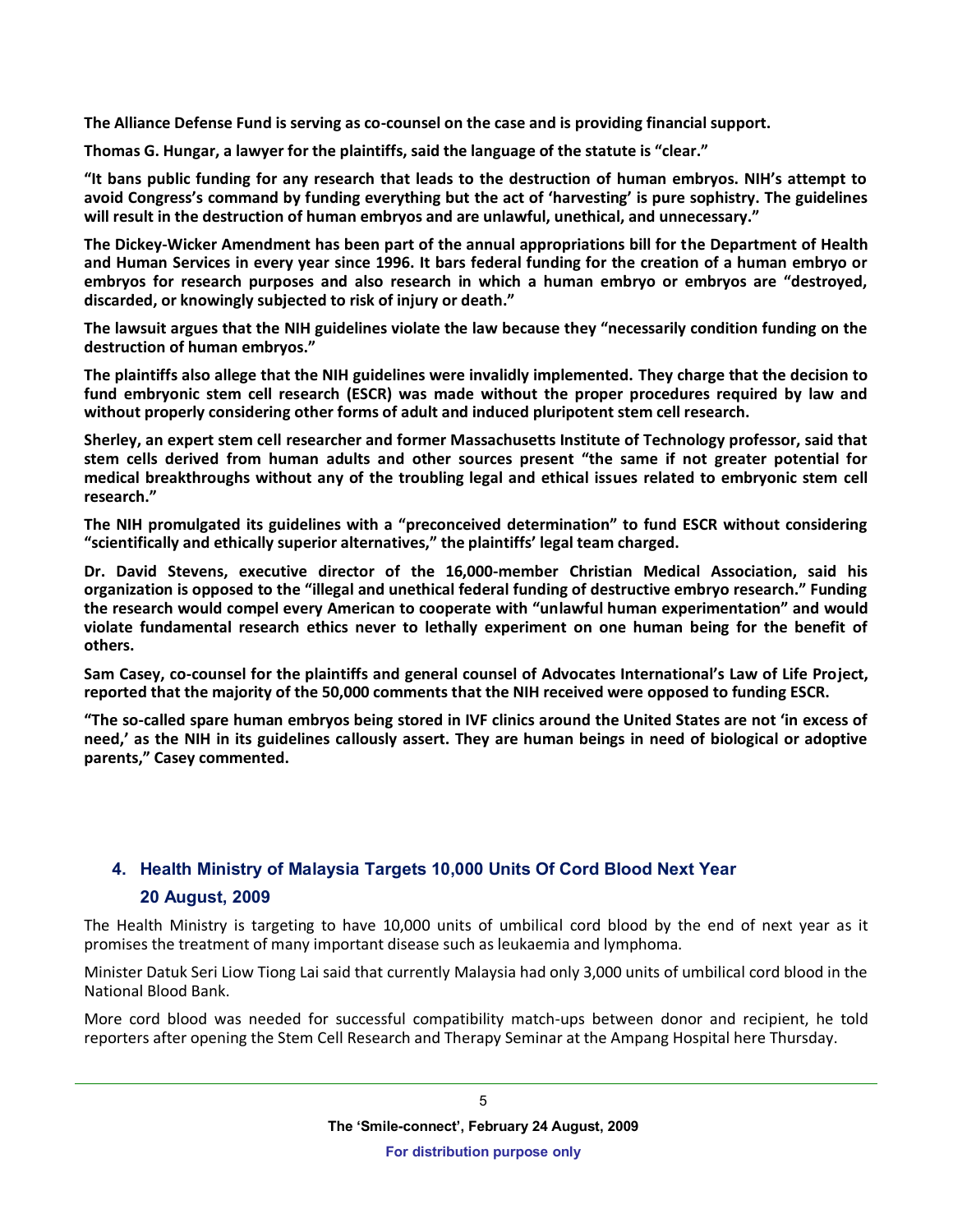**The Alliance Defense Fund is serving as co-counsel on the case and is providing financial support.**

**Thomas G. Hungar, a lawyer for the plaintiffs, said the language of the statute is "clear."**

**"It bans public funding for any research that leads to the destruction of human embryos. NIH's attempt to avoid Congress's command by funding everything but the act of 'harvesting' is pure sophistry. The guidelines will result in the destruction of human embryos and are unlawful, unethical, and unnecessary."**

**The Dickey-Wicker Amendment has been part of the annual appropriations bill for the Department of Health and Human Services in every year since 1996. It bars federal funding for the creation of a human embryo or embryos for research purposes and also research in which a human embryo or embryos are "destroyed, discarded, or knowingly subjected to risk of injury or death."**

**The lawsuit argues that the NIH guidelines violate the law because they "necessarily condition funding on the destruction of human embryos."**

**The plaintiffs also allege that the NIH guidelines were invalidly implemented. They charge that the decision to fund embryonic stem cell research (ESCR) was made without the proper procedures required by law and without properly considering other forms of adult and induced pluripotent stem cell research.**

**Sherley, an expert stem cell researcher and former Massachusetts Institute of Technology professor, said that stem cells derived from human adults and other sources present "the same if not greater potential for medical breakthroughs without any of the troubling legal and ethical issues related to embryonic stem cell research."**

**The NIH promulgated its guidelines with a "preconceived determination" to fund ESCR without considering "scientifically and ethically superior alternatives," the plaintiffs' legal team charged.**

**Dr. David Stevens, executive director of the 16,000-member Christian Medical Association, said his organization is opposed to the "illegal and unethical federal funding of destructive embryo research." Funding the research would compel every American to cooperate with "unlawful human experimentation" and would violate fundamental research ethics never to lethally experiment on one human being for the benefit of others.**

**Sam Casey, co-counsel for the plaintiffs and general counsel of Advocates International's Law of Life Project, reported that the majority of the 50,000 comments that the NIH received were opposed to funding ESCR.**

**"The so-called spare human embryos being stored in IVF clinics around the United States are not 'in excess of need,' as the NIH in its guidelines callously assert. They are human beings in need of biological or adoptive parents," Casey commented.**

## 4. Health Ministry of Malaysia Targets 10,000 Units Of Cord Blood Next Year

### 20 August, 2009

The Health Ministry is targeting to have 10,000 units of umbilical cord blood by the end of next year as it promises the treatment of many important disease such as leukaemia and lymphoma.

Minister Datuk Seri Liow Tiong Lai said that currently Malaysia had only 3,000 units of umbilical cord blood in the National Blood Bank.

More cord blood was needed for successful compatibility match-ups between donor and recipient, he told reporters after opening the Stem Cell Research and Therapy Seminar at the Ampang Hospital here Thursday.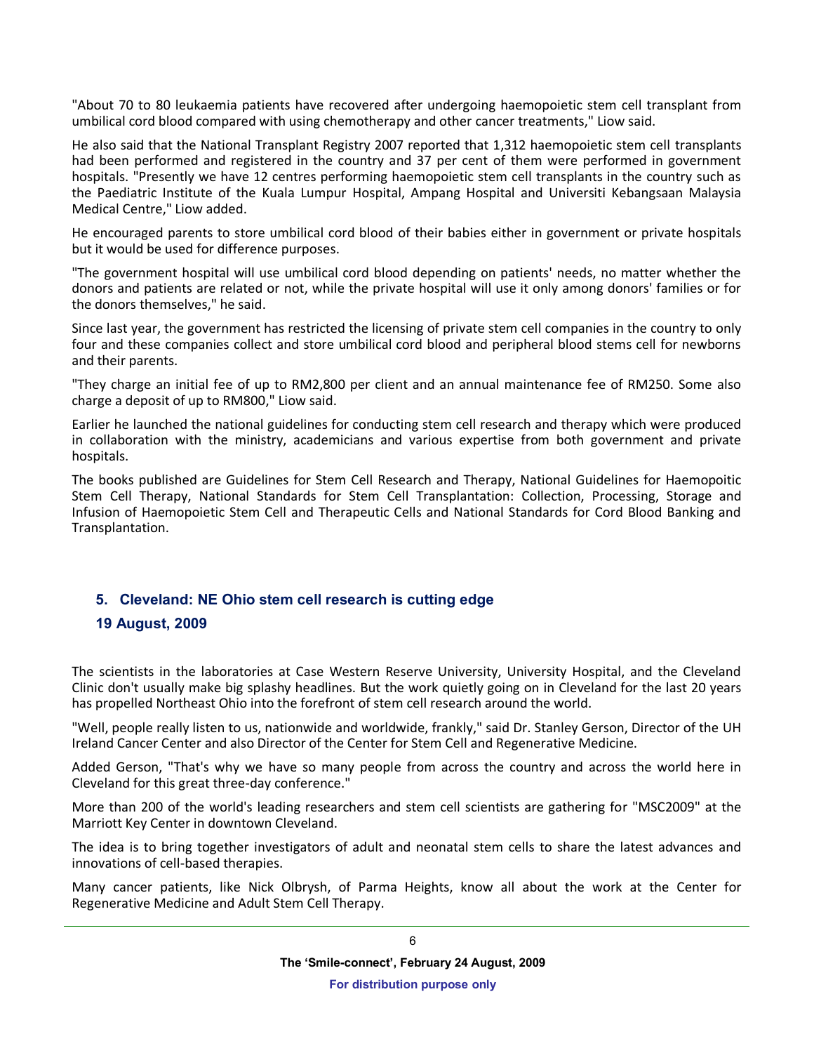"About 70 to 80 leukaemia patients have recovered after undergoing haemopoietic stem cell transplant from umbilical cord blood compared with using chemotherapy and other cancer treatments," Liow said.

He also said that the National Transplant Registry 2007 reported that 1,312 haemopoietic stem cell transplants had been performed and registered in the country and 37 per cent of them were performed in government hospitals. "Presently we have 12 centres performing haemopoietic stem cell transplants in the country such as the Paediatric Institute of the Kuala Lumpur Hospital, Ampang Hospital and Universiti Kebangsaan Malaysia Medical Centre," Liow added.

He encouraged parents to store umbilical cord blood of their babies either in government or private hospitals but it would be used for difference purposes.

"The government hospital will use umbilical cord blood depending on patients' needs, no matter whether the donors and patients are related or not, while the private hospital will use it only among donors' families or for the donors themselves," he said.

Since last year, the government has restricted the licensing of private stem cell companies in the country to only four and these companies collect and store umbilical cord blood and peripheral blood stems cell for newborns and their parents.

"They charge an initial fee of up to RM2,800 per client and an annual maintenance fee of RM250. Some also charge a deposit of up to RM800," Liow said.

Earlier he launched the national guidelines for conducting stem cell research and therapy which were produced in collaboration with the ministry, academicians and various expertise from both government and private hospitals.

The books published are Guidelines for Stem Cell Research and Therapy, National Guidelines for Haemopoitic Stem Cell Therapy, National Standards for Stem Cell Transplantation: Collection, Processing, Storage and Infusion of Haemopoietic Stem Cell and Therapeutic Cells and National Standards for Cord Blood Banking and Transplantation.

## 5. Cleveland: NE Ohio stem cell research is cutting edge

**19 August, 2009**

The scientists in the laboratories at Case Western Reserve University, University Hospital, and the Cleveland Clinic don't usually make big splashy headlines. But the work quietly going on in Cleveland for the last 20 years has propelled Northeast Ohio into the forefront of stem cell research around the world.

"Well, people really listen to us, nationwide and worldwide, frankly," said Dr. Stanley Gerson, Director of the UH Ireland Cancer Center and also Director of the Center for Stem Cell and Regenerative Medicine.

Added Gerson, "That's why we have so many people from across the country and across the world here in Cleveland for this great three-day conference."

More than 200 of the world's leading researchers and stem cell scientists are gathering for "MSC2009" at the Marriott Key Center in downtown Cleveland.

The idea is to bring together investigators of adult and neonatal stem cells to share the latest advances and innovations of cell-based therapies.

Many cancer patients, like Nick Olbrysh, of Parma Heights, know all about the work at the Center for Regenerative Medicine and Adult Stem Cell Therapy.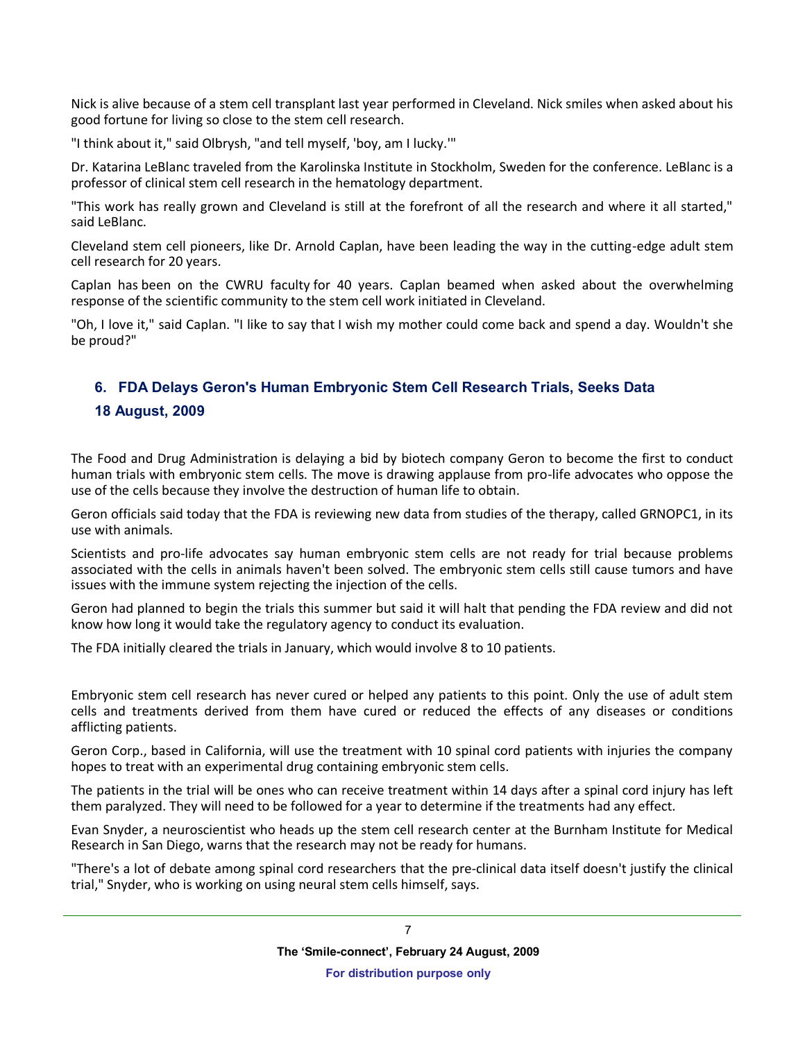Nick is alive because of a stem cell transplant last year performed in Cleveland. Nick smiles when asked about his good fortune for living so close to the stem cell research.

"I think about it," said Olbrysh, "and tell myself, 'boy, am I lucky.'"

Dr. Katarina LeBlanc traveled from the Karolinska Institute in Stockholm, Sweden for the conference. LeBlanc is a professor of clinical stem cell research in the hematology department.

"This work has really grown and Cleveland is still at the forefront of all the research and where it all started," said LeBlanc.

Cleveland stem cell pioneers, like Dr. Arnold Caplan, have been leading the way in the cutting-edge adult stem cell research for 20 years.

Caplan has been on the CWRU faculty for 40 years. Caplan beamed when asked about the overwhelming response of the scientific community to the stem cell work initiated in Cleveland.

"Oh, I love it," said Caplan. "I like to say that I wish my mother could come back and spend a day. Wouldn't she be proud?"

### 6. FDA Delays Geron's Human Embryonic Stem Cell Research Trials, Seeks Data

### 18 August, 2009

The Food and Drug Administration is delaying a bid by biotech company Geron to become the first to conduct human trials with embryonic stem cells. The move is drawing applause from pro-life advocates who oppose the use of the cells because they involve the destruction of human life to obtain.

Geron officials said today that the FDA is reviewing new data from studies of the therapy, called GRNOPC1, in its use with animals.

Scientists and pro-life advocates say human embryonic stem cells are not ready for trial because problems associated with the cells in animals haven't been solved. The embryonic stem cells still cause tumors and have issues with the immune system rejecting the injection of the cells.

Geron had planned to begin the trials this summer but said it will halt that pending the FDA review and did not know how long it would take the regulatory agency to conduct its evaluation.

The FDA initially cleared the trials in January, which would involve 8 to 10 patients.

Embryonic stem cell research has never cured or helped any patients to this point. Only the use of adult stem cells and treatments derived from them have cured or reduced the effects of any diseases or conditions afflicting patients.

Geron Corp., based in California, will use the treatment with 10 spinal cord patients with injuries the company hopes to treat with an experimental drug containing embryonic stem cells.

The patients in the trial will be ones who can receive treatment within 14 days after a spinal cord injury has left them paralyzed. They will need to be followed for a year to determine if the treatments had any effect.

Evan Snyder, a neuroscientist who heads up the stem cell research center at the Burnham Institute for Medical Research in San Diego, warns that the research may not be ready for humans.

"There's a lot of debate among spinal cord researchers that the pre-clinical data itself doesn't justify the clinical trial," Snyder, who is working on using neural stem cells himself, says.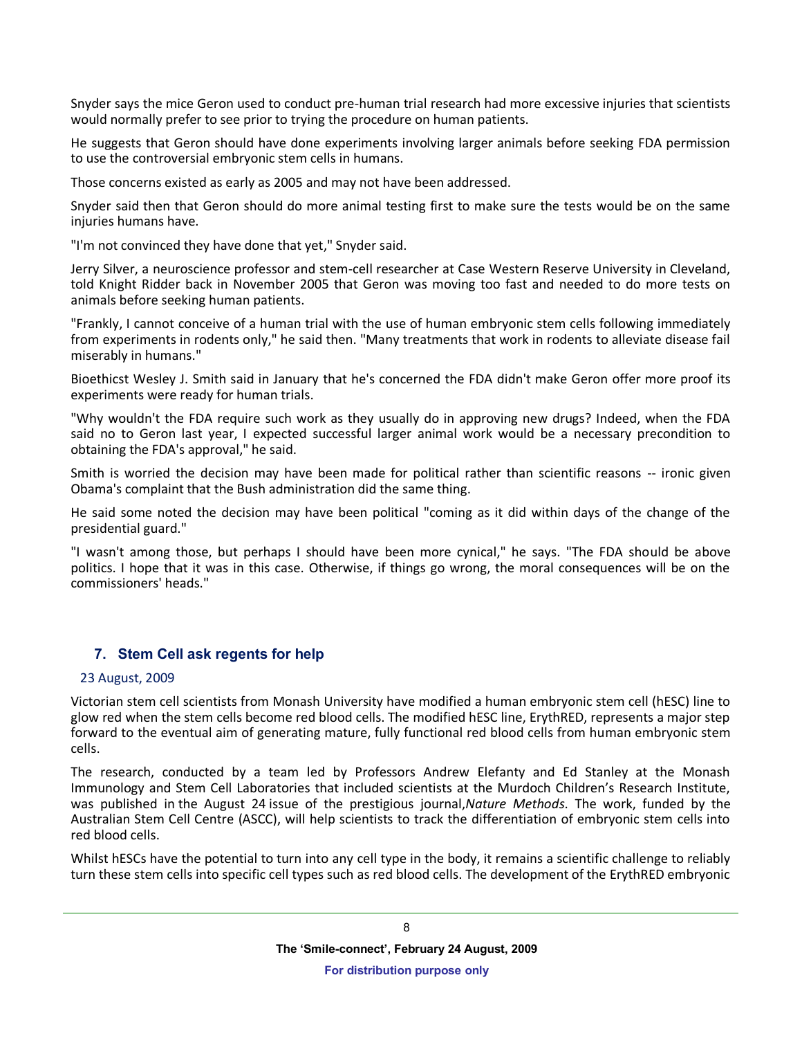Snyder says the mice Geron used to conduct pre-human trial research had more excessive injuries that scientists would normally prefer to see prior to trying the procedure on human patients.

He suggests that Geron should have done experiments involving larger animals before seeking FDA permission to use the controversial embryonic stem cells in humans.

Those concerns existed as early as 2005 and may not have been addressed.

Snyder said then that Geron should do more animal testing first to make sure the tests would be on the same injuries humans have.

"I'm not convinced they have done that yet," Snyder said.

Jerry Silver, a neuroscience professor and stem-cell researcher at Case Western Reserve University in Cleveland, told Knight Ridder back in November 2005 that Geron was moving too fast and needed to do more tests on animals before seeking human patients.

"Frankly, I cannot conceive of a human trial with the use of human embryonic stem cells following immediately from experiments in rodents only," he said then. "Many treatments that work in rodents to alleviate disease fail miserably in humans."

Bioethicst Wesley J. Smith said in January that he's concerned the FDA didn't make Geron offer more proof its experiments were ready for human trials.

"Why wouldn't the FDA require such work as they usually do in approving new drugs? Indeed, when the FDA said no to Geron last year, I expected successful larger animal work would be a necessary precondition to obtaining the FDA's approval," he said.

Smith is worried the decision may have been made for political rather than scientific reasons -- ironic given Obama's complaint that the Bush administration did the same thing.

He said some noted the decision may have been political "coming as it did within days of the change of the presidential guard."

"I wasn't among those, but perhaps I should have been more cynical," he says. "The FDA should be above politics. I hope that it was in this case. Otherwise, if things go wrong, the moral consequences will be on the commissioners' heads."

## 7. Stem Cell ask regents for help

23 August, 2009

Victorian stem cell scientists from Monash University have modified a human embryonic stem cell (hESC) line to glow red when the stem cells become red blood cells. The modified hESC line, ErythRED, represents a major step forward to the eventual aim of generating mature, fully functional red blood cells from human embryonic stem cells.

The research, conducted by a team led by Professors Andrew Elefanty and Ed Stanley at the Monash Immunology and Stem Cell Laboratories that included scientists at the Murdoch Children's Research Institute, was published in the August 24 issue of the prestigious journal,*Nature Methods*. The work, funded by the Australian Stem Cell Centre (ASCC), will help scientists to track the differentiation of embryonic stem cells into red blood cells.

Whilst hESCs have the potential to turn into any cell type in the body, it remains a scientific challenge to reliably turn these stem cells into specific cell types such as red blood cells. The development of the ErythRED embryonic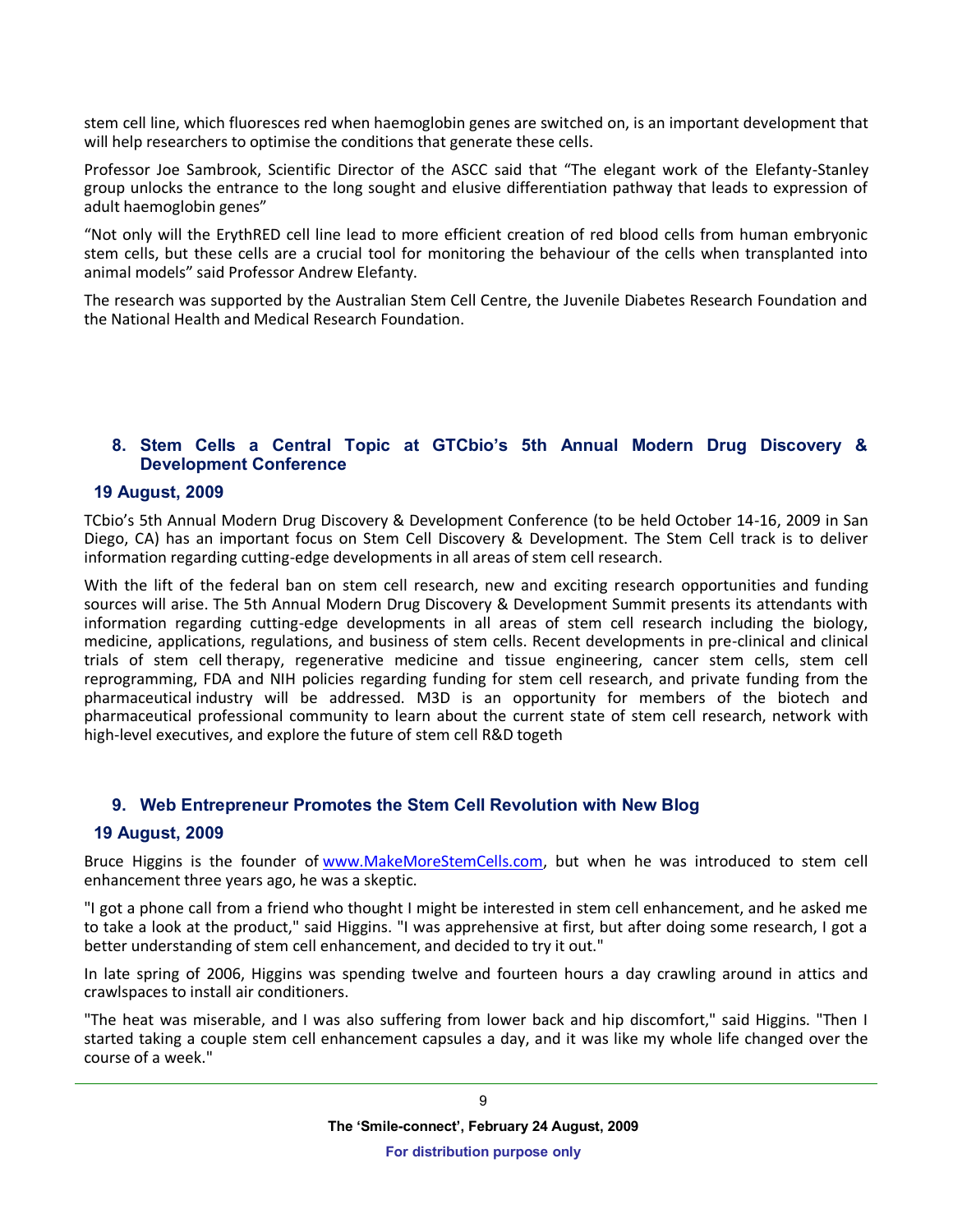stem cell line, which fluoresces red when haemoglobin genes are switched on, is an important development that will help researchers to optimise the conditions that generate these cells.

Professor Joe Sambrook, Scientific Director of the ASCC said that “The elegant work of the Elefanty-Stanley group unlocks the entrance to the long sought and elusive differentiation pathway that leads to expression of adult haemoglobin genes”

“Not only will the ErythRED cell line lead to more efficient creation of red blood cells from human embryonic stem cells, but these cells are a crucial tool for monitoring the behaviour of the cells when transplanted into animal models” said Professor Andrew Elefanty.

The research was supported by the Australian Stem Cell Centre, the Juvenile Diabetes Research Foundation and the National Health and Medical Research Foundation.

## 8. Stem Cells a Central Topic at GTCbio’s 5th Annual Modern Drug Discovery & Development Conference

### 19 August, 2009

TCbio’s 5th Annual Modern Drug Discovery & Development Conference (to be held October 14-16, 2009 in San Diego, CA) has an important focus on Stem Cell Discovery & Development. The Stem Cell track is to deliver information regarding cutting-edge developments in all areas of stem cell research.

With the lift of the federal ban on stem cell research, new and exciting research opportunities and funding sources will arise. The 5th Annual Modern Drug Discovery & Development Summit presents its attendants with information regarding cutting-edge developments in all areas of stem cell research including the biology, medicine, applications, regulations, and business of stem cells. Recent developments in pre-clinical and clinical trials of stem cell therapy, regenerative medicine and tissue engineering, cancer stem cells, stem cell reprogramming, FDA and NIH policies regarding funding for stem cell research, and private funding from the pharmaceutical industry will be addressed. M3D is an opportunity for members of the biotech and pharmaceutical professional community to learn about the current state of stem cell research, network with high-level executives, and explore the future of stem cell R&D togeth

## 9. Web Entrepreneur Promotes the Stem Cell Revolution with New Blog

### 19 August, 2009

Bruce Higgins is the founder of www.MakeMoreStemCells.com, but when he was introduced to stem cell enhancement three years ago, he was a skeptic.

"I got a phone call from a friend who thought I might be interested in stem cell enhancement, and he asked me to take a look at the product," said Higgins. "I was apprehensive at first, but after doing some research, I got a better understanding of stem cell enhancement, and decided to try it out."

In late spring of 2006, Higgins was spending twelve and fourteen hours a day crawling around in attics and crawlspaces to install air conditioners.

"The heat was miserable, and I was also suffering from lower back and hip discomfort," said Higgins. "Then I started taking a couple stem cell enhancement capsules a day, and it was like my whole life changed over the course of a week."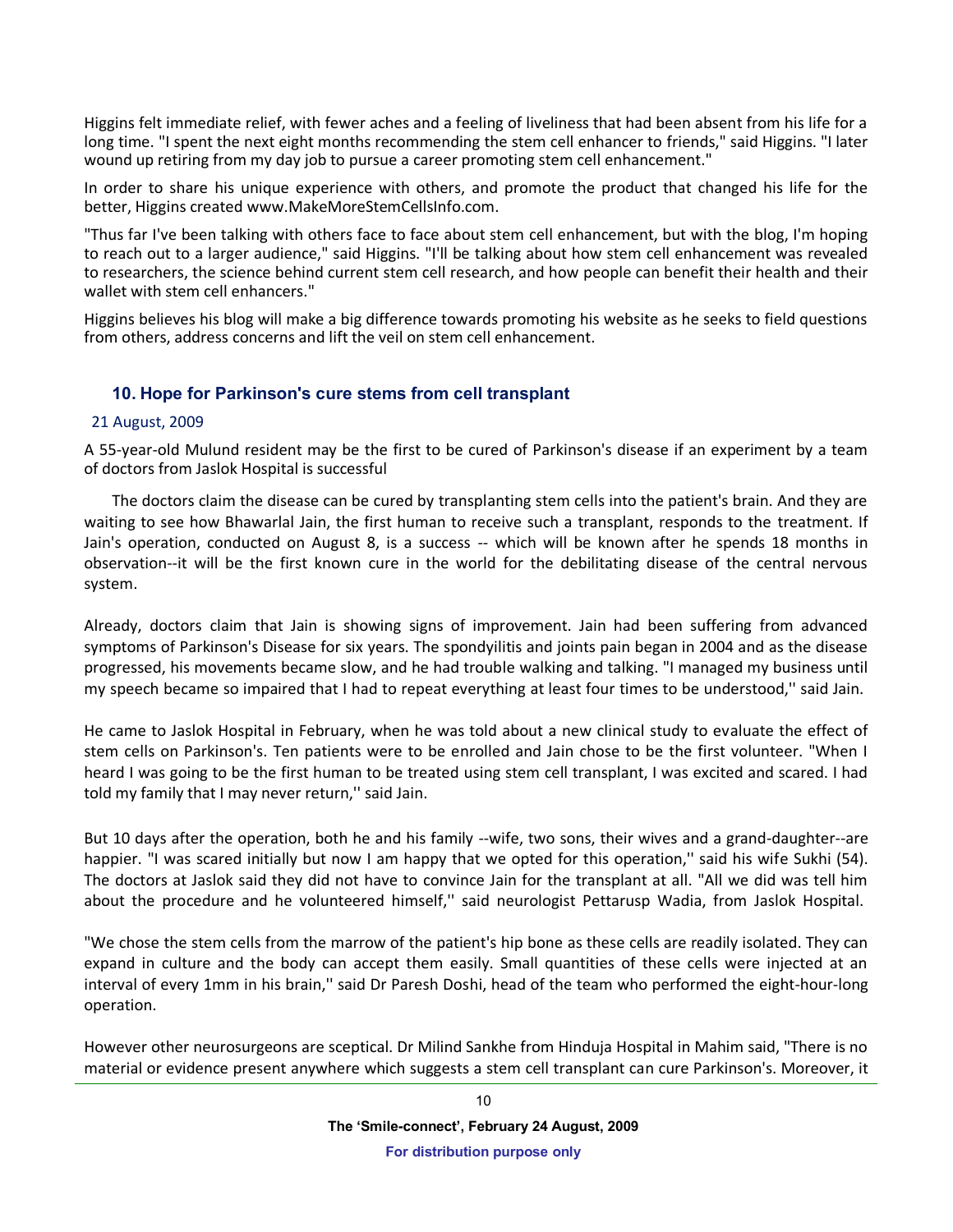Higgins felt immediate relief, with fewer aches and a feeling of liveliness that had been absent from his life for a long time. "I spent the next eight months recommending the stem cell enhancer to friends," said Higgins. "I later wound up retiring from my day job to pursue a career promoting stem cell enhancement."

In order to share his unique experience with others, and promote the product that changed his life for the better, Higgins created www.MakeMoreStemCellsInfo.com.

"Thus far I've been talking with others face to face about stem cell enhancement, but with the blog, I'm hoping to reach out to a larger audience," said Higgins. "I'll be talking about how stem cell enhancement was revealed to researchers, the science behind current stem cell research, and how people can benefit their health and their wallet with stem cell enhancers."

Higgins believes his blog will make a big difference towards promoting his website as he seeks to field questions from others, address concerns and lift the veil on stem cell enhancement.

### 10. Hope for Parkinson's cure stems from cell transplant

21 August, 2009

A 55-year-old Mulund resident may be the first to be cured of Parkinson's disease if an experiment by a team of doctors from Jaslok Hospital is successful

The doctors claim the disease can be cured by transplanting stem cells into the patient's brain. And they are waiting to see how Bhawarlal Jain, the first human to receive such a transplant, responds to the treatment. If Jain's operation, conducted on August 8, is a success -- which will be known after he spends 18 months in observation--it will be the first known cure in the world for the debilitating disease of the central nervous system.

Already, doctors claim that Jain is showing signs of improvement. Jain had been suffering from advanced symptoms of Parkinson's Disease for six years. The spondyilitis and joints pain began in 2004 and as the disease progressed, his movements became slow, and he had trouble walking and talking. "I managed my business until my speech became so impaired that I had to repeat everything at least four times to be understood,'' said Jain.

He came to Jaslok Hospital in February, when he was told about a new clinical study to evaluate the effect of stem cells on Parkinson's. Ten patients were to be enrolled and Jain chose to be the first volunteer. "When I heard I was going to be the first human to be treated using stem cell transplant, I was excited and scared. I had told my family that I may never return,'' said Jain.

But 10 days after the operation, both he and his family --wife, two sons, their wives and a grand-daughter--are happier. "I was scared initially but now I am happy that we opted for this operation,'' said his wife Sukhi (54). The doctors at Jaslok said they did not have to convince Jain for the transplant at all. "All we did was tell him about the procedure and he volunteered himself,'' said neurologist Pettarusp Wadia, from Jaslok Hospital.

"We chose the stem cells from the marrow of the patient's hip bone as these cells are readily isolated. They can expand in culture and the body can accept them easily. Small quantities of these cells were injected at an interval of every 1mm in his brain,'' said Dr Paresh Doshi, head of the team who performed the eight-hour-long operation.

However other neurosurgeons are sceptical. Dr Milind Sankhe from Hinduja Hospital in Mahim said, "There is no material or evidence present anywhere which suggests a stem cell transplant can cure Parkinson's. Moreover, it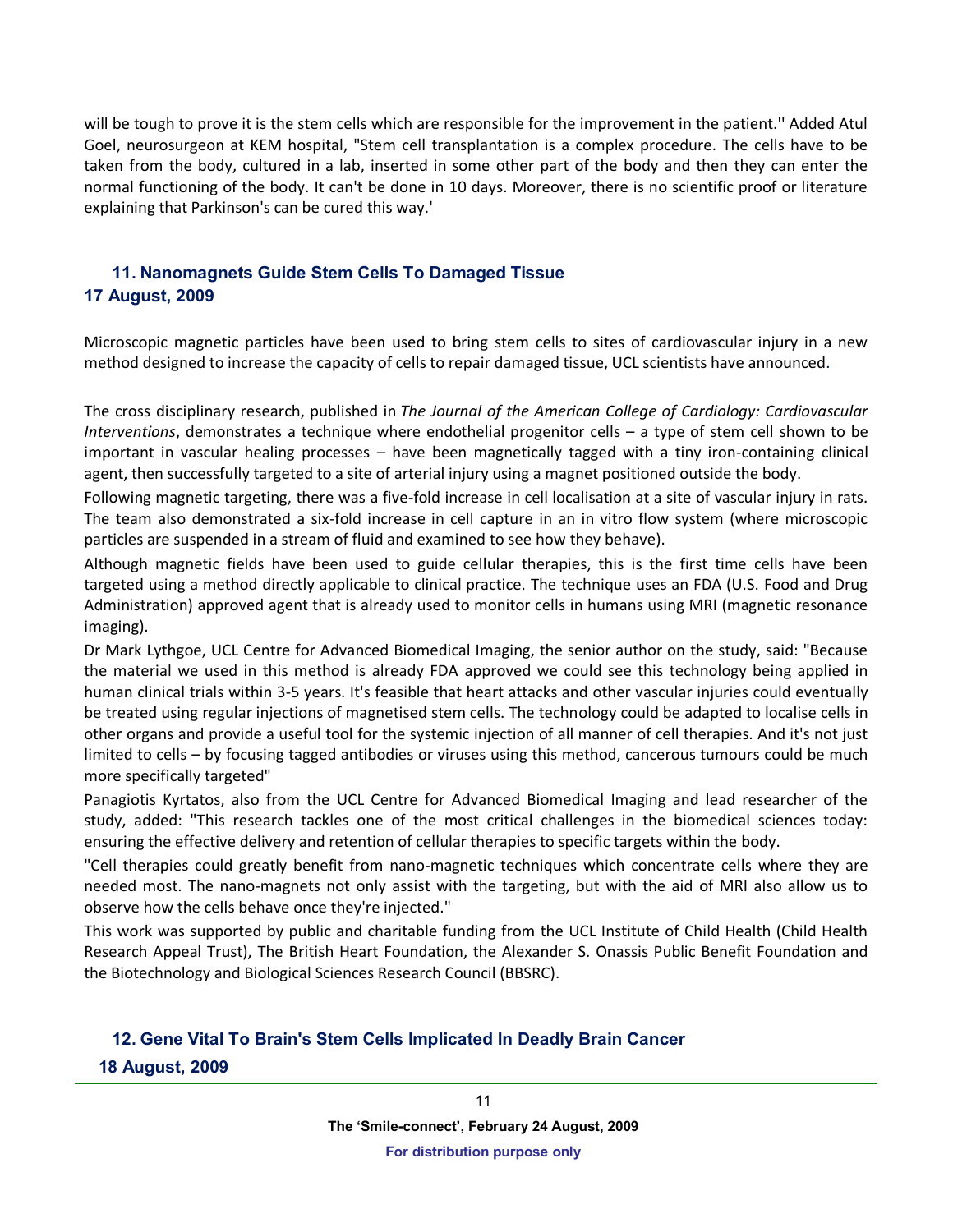will be tough to prove it is the stem cells which are responsible for the improvement in the patient.'' Added Atul Goel, neurosurgeon at KEM hospital, "Stem cell transplantation is a complex procedure. The cells have to be taken from the body, cultured in a lab, inserted in some other part of the body and then they can enter the normal functioning of the body. It can't be done in 10 days. Moreover, there is no scientific proof or literature explaining that Parkinson's can be cured this way.'

## 11. Nanomagnets Guide Stem Cells To Damaged Tissue

**17 August, 2009**

Microscopic magnetic particles have been used to bring stem cells to sites of cardiovascular injury in a new method designed to increase the capacity of cells to repair damaged tissue, UCL scientists have announced.

The cross disciplinary research, published in *The Journal of the American College of Cardiology: Cardiovascular Interventions*, demonstrates a technique where endothelial progenitor cells – a type of stem cell shown to be important in vascular healing processes – have been magnetically tagged with a tiny iron-containing clinical agent, then successfully targeted to a site of arterial injury using a magnet positioned outside the body.

Following magnetic targeting, there was a five-fold increase in cell localisation at a site of vascular injury in rats. The team also demonstrated a six-fold increase in cell capture in an in vitro flow system (where microscopic particles are suspended in a stream of fluid and examined to see how they behave).

Although magnetic fields have been used to guide cellular therapies, this is the first time cells have been targeted using a method directly applicable to clinical practice. The technique uses an FDA (U.S. Food and Drug Administration) approved agent that is already used to monitor cells in humans using MRI (magnetic resonance imaging).

Dr Mark Lythgoe, UCL Centre for Advanced Biomedical Imaging, the senior author on the study, said: "Because the material we used in this method is already FDA approved we could see this technology being applied in human clinical trials within 3-5 years. It's feasible that heart attacks and other vascular injuries could eventually be treated using regular injections of magnetised stem cells. The technology could be adapted to localise cells in other organs and provide a useful tool for the systemic injection of all manner of cell therapies. And it's not just limited to cells – by focusing tagged antibodies or viruses using this method, cancerous tumours could be much more specifically targeted"

Panagiotis Kyrtatos, also from the UCL Centre for Advanced Biomedical Imaging and lead researcher of the study, added: "This research tackles one of the most critical challenges in the biomedical sciences today: ensuring the effective delivery and retention of cellular therapies to specific targets within the body.

"Cell therapies could greatly benefit from nano-magnetic techniques which concentrate cells where they are needed most. The nano-magnets not only assist with the targeting, but with the aid of MRI also allow us to observe how the cells behave once they're injected."

This work was supported by public and charitable funding from the UCL Institute of Child Health (Child Health Research Appeal Trust), The British Heart Foundation, the Alexander S. Onassis Public Benefit Foundation and the Biotechnology and Biological Sciences Research Council (BBSRC).

## 12. Gene Vital To Brain's Stem Cells Implicated In Deadly Brain Cancer

**18 August, 2009**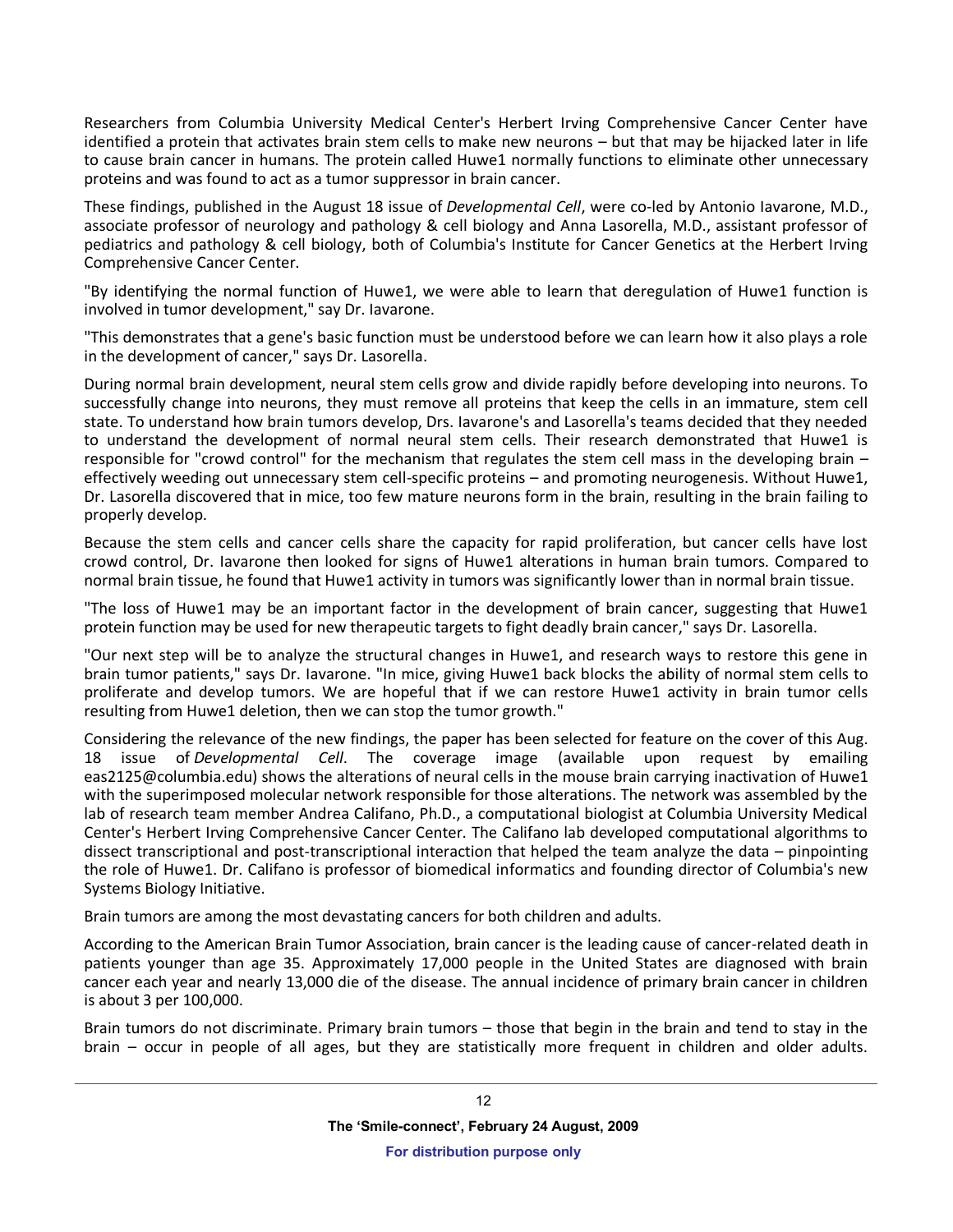Researchers from Columbia University Medical Center's Herbert Irving Comprehensive Cancer Center have identified a protein that activates brain stem cells to make new neurons – but that may be hijacked later in life to cause brain cancer in humans. The protein called Huwe1 normally functions to eliminate other unnecessary proteins and was found to act as a tumor suppressor in brain cancer.

These findings, published in the August 18 issue of *Developmental Cell*, were co-led by Antonio Iavarone, M.D., associate professor of neurology and pathology & cell biology and Anna Lasorella, M.D., assistant professor of pediatrics and pathology & cell biology, both of Columbia's Institute for Cancer Genetics at the Herbert Irving Comprehensive Cancer Center.

"By identifying the normal function of Huwe1, we were able to learn that deregulation of Huwe1 function is involved in tumor development," say Dr. Iavarone.

"This demonstrates that a gene's basic function must be understood before we can learn how it also plays a role in the development of cancer," says Dr. Lasorella.

During normal brain development, neural stem cells grow and divide rapidly before developing into neurons. To successfully change into neurons, they must remove all proteins that keep the cells in an immature, stem cell state. To understand how brain tumors develop, Drs. Iavarone's and Lasorella's teams decided that they needed to understand the development of normal neural stem cells. Their research demonstrated that Huwe1 is responsible for "crowd control" for the mechanism that regulates the stem cell mass in the developing brain – effectively weeding out unnecessary stem cell-specific proteins – and promoting neurogenesis. Without Huwe1, Dr. Lasorella discovered that in mice, too few mature neurons form in the brain, resulting in the brain failing to properly develop.

Because the stem cells and cancer cells share the capacity for rapid proliferation, but cancer cells have lost crowd control, Dr. Iavarone then looked for signs of Huwe1 alterations in human brain tumors. Compared to normal brain tissue, he found that Huwe1 activity in tumors was significantly lower than in normal brain tissue.

"The loss of Huwe1 may be an important factor in the development of brain cancer, suggesting that Huwe1 protein function may be used for new therapeutic targets to fight deadly brain cancer," says Dr. Lasorella.

"Our next step will be to analyze the structural changes in Huwe1, and research ways to restore this gene in brain tumor patients," says Dr. Iavarone. "In mice, giving Huwe1 back blocks the ability of normal stem cells to proliferate and develop tumors. We are hopeful that if we can restore Huwe1 activity in brain tumor cells resulting from Huwe1 deletion, then we can stop the tumor growth."

Considering the relevance of the new findings, the paper has been selected for feature on the cover of this Aug. 18 issue of *Developmental Cell*. The coverage image (available upon request by emailing eas2125@columbia.edu) shows the alterations of neural cells in the mouse brain carrying inactivation of Huwe1 with the superimposed molecular network responsible for those alterations. The network was assembled by the lab of research team member Andrea Califano, Ph.D., a computational biologist at Columbia University Medical Center's Herbert Irving Comprehensive Cancer Center. The Califano lab developed computational algorithms to dissect transcriptional and post-transcriptional interaction that helped the team analyze the data – pinpointing the role of Huwe1. Dr. Califano is professor of biomedical informatics and founding director of Columbia's new Systems Biology Initiative.

Brain tumors are among the most devastating cancers for both children and adults.

According to the American Brain Tumor Association, brain cancer is the leading cause of cancer-related death in patients younger than age 35. Approximately 17,000 people in the United States are diagnosed with brain cancer each year and nearly 13,000 die of the disease. The annual incidence of primary brain cancer in children is about 3 per 100,000.

Brain tumors do not discriminate. Primary brain tumors – those that begin in the brain and tend to stay in the brain – occur in people of all ages, but they are statistically more frequent in children and older adults.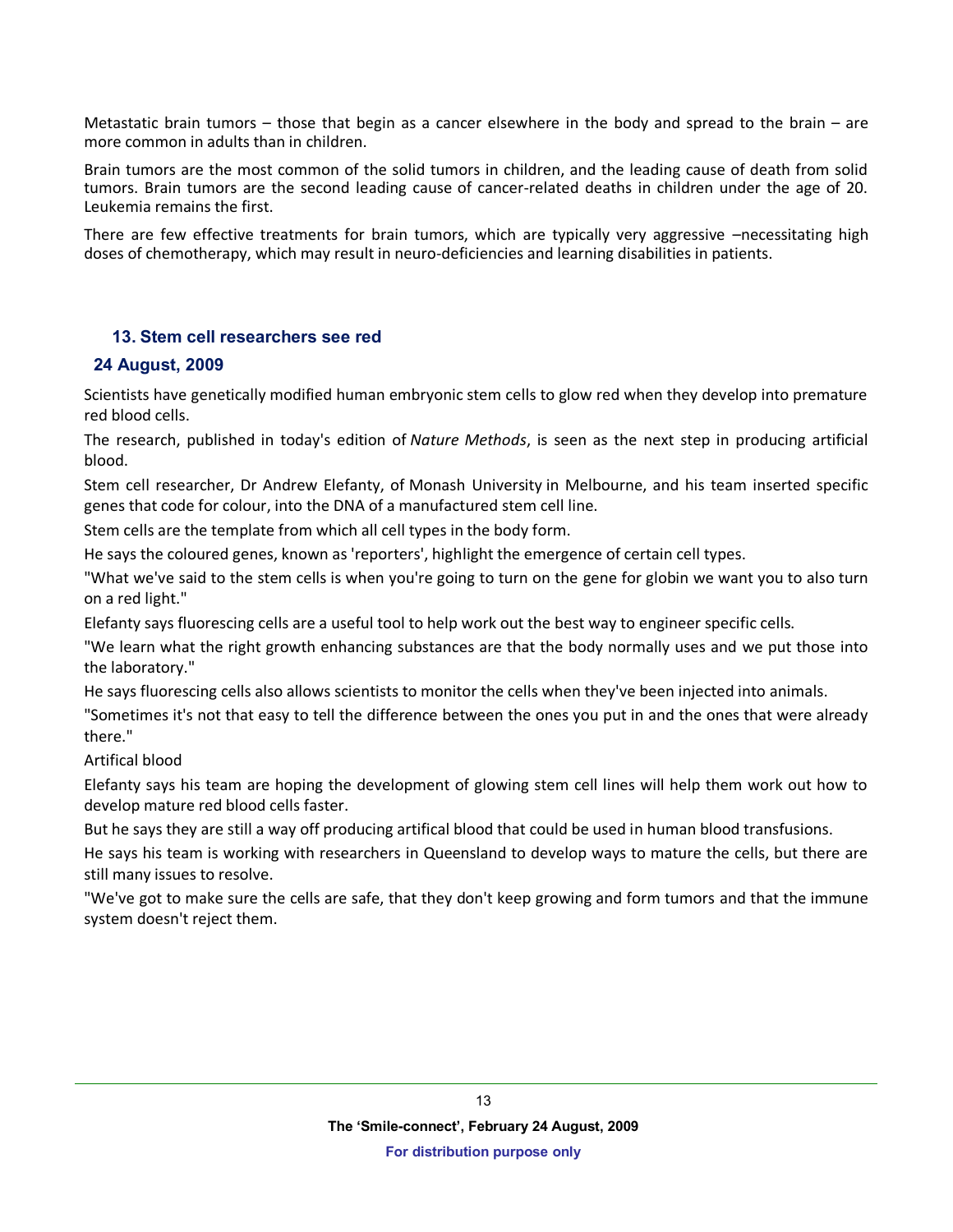Metastatic brain tumors – those that begin as a cancer elsewhere in the body and spread to the brain – are more common in adults than in children.

Brain tumors are the most common of the solid tumors in children, and the leading cause of death from solid tumors. Brain tumors are the second leading cause of cancer-related deaths in children under the age of 20. Leukemia remains the first.

There are few effective treatments for brain tumors, which are typically very aggressive –necessitating high doses of chemotherapy, which may result in neuro-deficiencies and learning disabilities in patients.

## 13. Stem cell researchers see red

### 24 August, 2009

Scientists have genetically modified human embryonic stem cells to glow red when they develop into premature red blood cells.

The research, published in today's edition of *Nature Methods*, is seen as the next step in producing artificial blood.

Stem cell researcher, Dr Andrew Elefanty, of Monash University in Melbourne, and his team inserted specific genes that code for colour, into the DNA of a manufactured stem cell line.

Stem cells are the template from which all cell types in the body form.

He says the coloured genes, known as 'reporters', highlight the emergence of certain cell types.

"What we've said to the stem cells is when you're going to turn on the gene for globin we want you to also turn on a red light."

Elefanty says fluorescing cells are a useful tool to help work out the best way to engineer specific cells.

"We learn what the right growth enhancing substances are that the body normally uses and we put those into the laboratory."

He says fluorescing cells also allows scientists to monitor the cells when they've been injected into animals.

"Sometimes it's not that easy to tell the difference between the ones you put in and the ones that were already there."

Artifical blood

Elefanty says his team are hoping the development of glowing stem cell lines will help them work out how to develop mature red blood cells faster.

But he says they are still a way off producing artifical blood that could be used in human blood transfusions.

He says his team is working with researchers in Queensland to develop ways to mature the cells, but there are still many issues to resolve.

"We've got to make sure the cells are safe, that they don't keep growing and form tumors and that the immune system doesn't reject them.